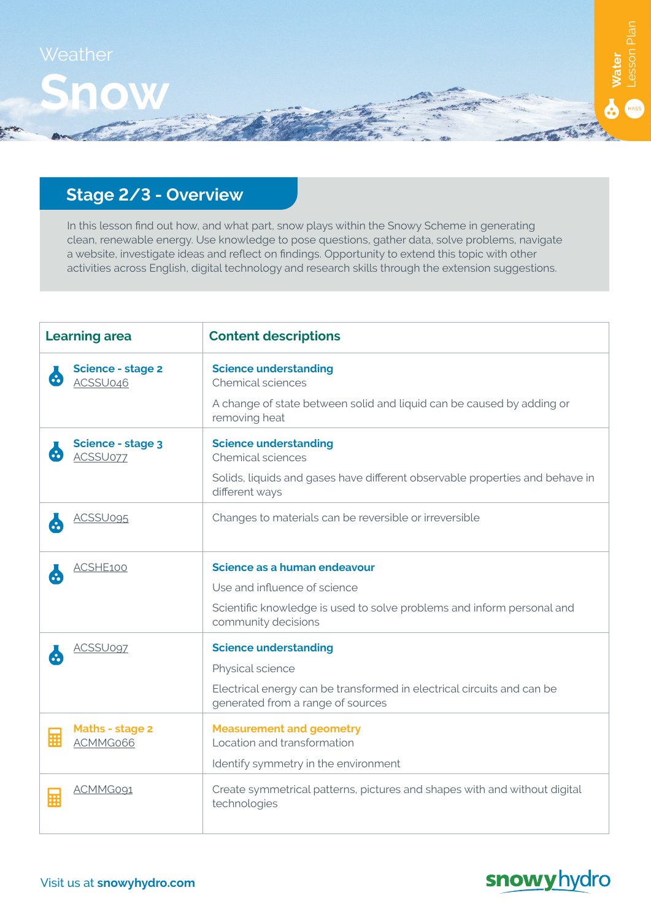Weather

# Snow

Water Lesson Plan

## Stage 2/3 - Overview

In this lesson find out how, and what part, snow plays within the Snowy Scheme in generating clean, renewable energy. Use knowledge to pose questions, gather data, solve problems, navigate a website, investigate ideas and reflect on findings. Opportunity to extend this topic with other activities across English, digital technology and research skills through the extension suggestions.

| Learning area | Content descriptions |
|---|---|
| **Science - stage 2** ACSSU046 | **Science understanding** Chemical sciences<br>A change of state between solid and liquid can be caused by adding or removing heat |
| **Science - stage 3** ACSSU077 | **Science understanding** Chemical sciences<br>Solids, liquids and gases have different observable properties and behave in different ways |
| ACSSU095 | Changes to materials can be reversible or irreversible |
| ACSHE100 | **Science as a human endeavour**<br>Use and influence of science<br>Scientific knowledge is used to solve problems and inform personal and community decisions |
| ACSSU097 | **Science understanding**<br>Physical science<br>Electrical energy can be transformed in electrical circuits and can be generated from a range of sources |
| **Maths - stage 2** ACMMG066 | **Measurement and geometry** Location and transformation<br>Identify symmetry in the environment |
| ACMMG091 | Create symmetrical patterns, pictures and shapes with and without digital technologies |

Visit us at **snowyhydro.com**

snowyhydro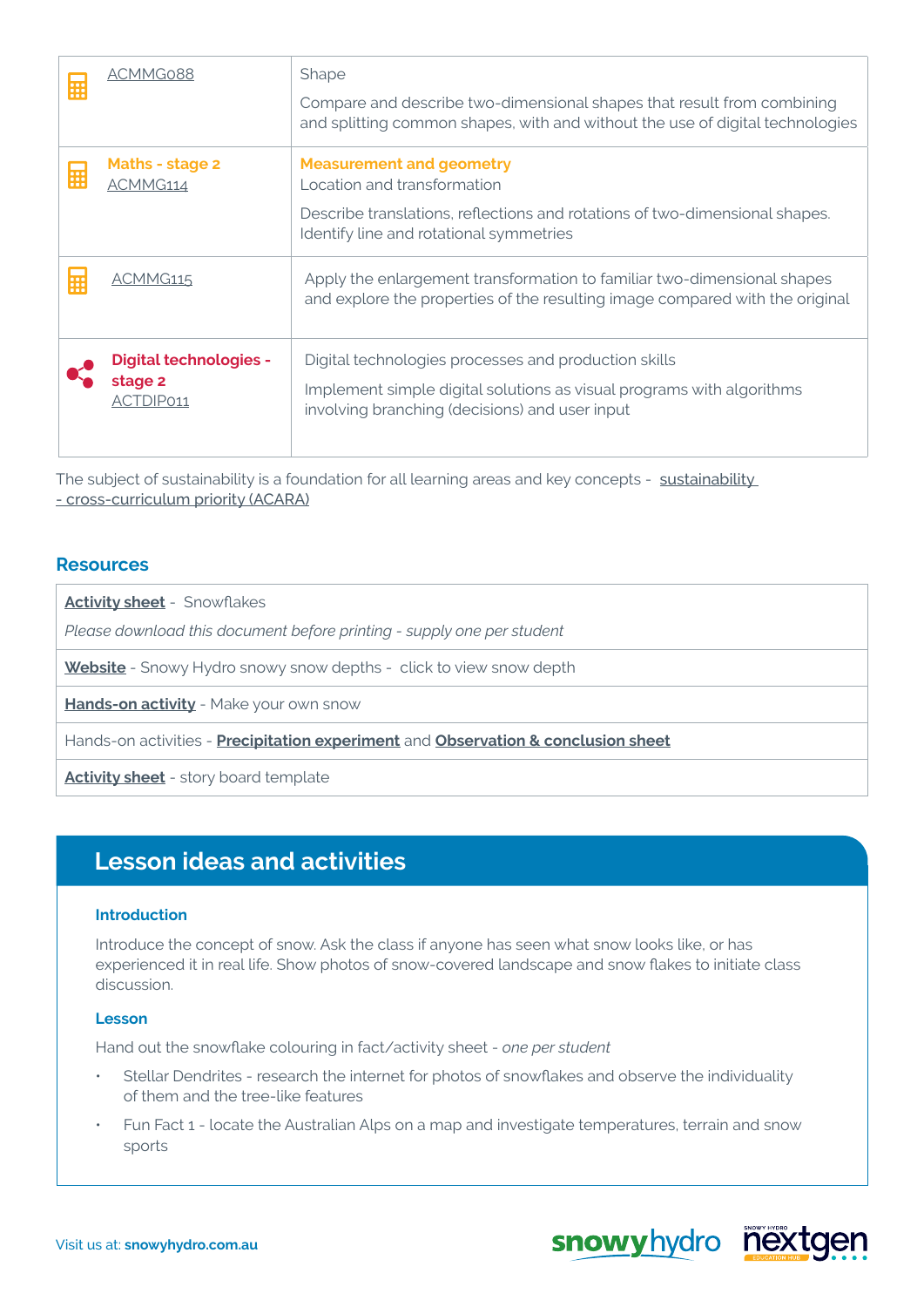| | |
|---|---|
| ACMMG088 | Shape<br>Compare and describe two-dimensional shapes that result from combining and splitting common shapes, with and without the use of digital technologies |
| **Maths - stage 2**<br>ACMMG114 | **Measurement and geometry**<br>Location and transformation<br>Describe translations, reflections and rotations of two-dimensional shapes. Identify line and rotational symmetries |
| ACMMG115 | Apply the enlargement transformation to familiar two-dimensional shapes and explore the properties of the resulting image compared with the original |
| **Digital technologies - stage 2**<br>ACTDIP011 | Digital technologies processes and production skills<br>Implement simple digital solutions as visual programs with algorithms involving branching (decisions) and user input |

The subject of sustainability is a foundation for all learning areas and key concepts - sustainability - cross-curriculum priority (ACARA)

## Resources

| |
|---|
| **Activity sheet** - Snowflakes<br>*Please download this document before printing - supply one per student* |
| **Website** - Snowy Hydro snowy snow depths - click to view snow depth |
| **Hands-on activity** - Make your own snow |
| Hands-on activities - **Precipitation experiment** and **Observation & conclusion sheet** |
| **Activity sheet** - story board template |

## Lesson ideas and activities

### Introduction

Introduce the concept of snow. Ask the class if anyone has seen what snow looks like, or has experienced it in real life. Show photos of snow-covered landscape and snow flakes to initiate class discussion.

### Lesson

Hand out the snowflake colouring in fact/activity sheet - *one per student*

- Stellar Dendrites - research the internet for photos of snowflakes and observe the individuality of them and the tree-like features
- Fun Fact 1 - locate the Australian Alps on a map and investigate temperatures, terrain and snow sports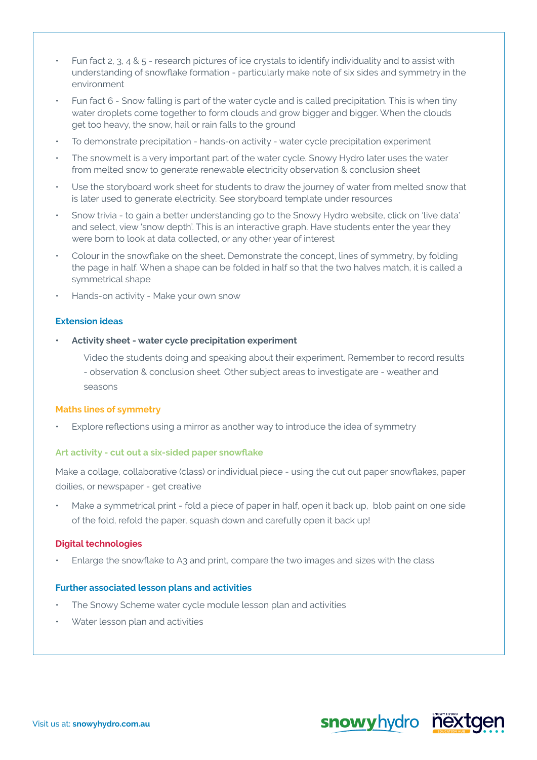- Fun fact 2, 3, 4 & 5 - research pictures of ice crystals to identify individuality and to assist with understanding of snowflake formation - particularly make note of six sides and symmetry in the environment
- Fun fact 6 - Snow falling is part of the water cycle and is called precipitation. This is when tiny water droplets come together to form clouds and grow bigger and bigger. When the clouds get too heavy, the snow, hail or rain falls to the ground
- To demonstrate precipitation - hands-on activity - water cycle precipitation experiment
- The snowmelt is a very important part of the water cycle. Snowy Hydro later uses the water from melted snow to generate renewable electricity observation & conclusion sheet
- Use the storyboard work sheet for students to draw the journey of water from melted snow that is later used to generate electricity. See storyboard template under resources
- Snow trivia - to gain a better understanding go to the Snowy Hydro website, click on 'live data' and select, view 'snow depth'. This is an interactive graph. Have students enter the year they were born to look at data collected, or any other year of interest
- Colour in the snowflake on the sheet. Demonstrate the concept, lines of symmetry, by folding the page in half. When a shape can be folded in half so that the two halves match, it is called a symmetrical shape
- Hands-on activity - Make your own snow

### Extension ideas

- **Activity sheet - water cycle precipitation experiment**

  Video the students doing and speaking about their experiment. Remember to record results - observation & conclusion sheet. Other subject areas to investigate are - weather and seasons

### Maths lines of symmetry

- Explore reflections using a mirror as another way to introduce the idea of symmetry

### Art activity - cut out a six-sided paper snowflake

Make a collage, collaborative (class) or individual piece - using the cut out paper snowflakes, paper doilies, or newspaper - get creative

- Make a symmetrical print - fold a piece of paper in half, open it back up, blob paint on one side of the fold, refold the paper, squash down and carefully open it back up!

### Digital technologies

- Enlarge the snowflake to A3 and print, compare the two images and sizes with the class

### Further associated lesson plans and activities

- The Snowy Scheme water cycle module lesson plan and activities
- Water lesson plan and activities

Visit us at: **snowyhydro.com.au**